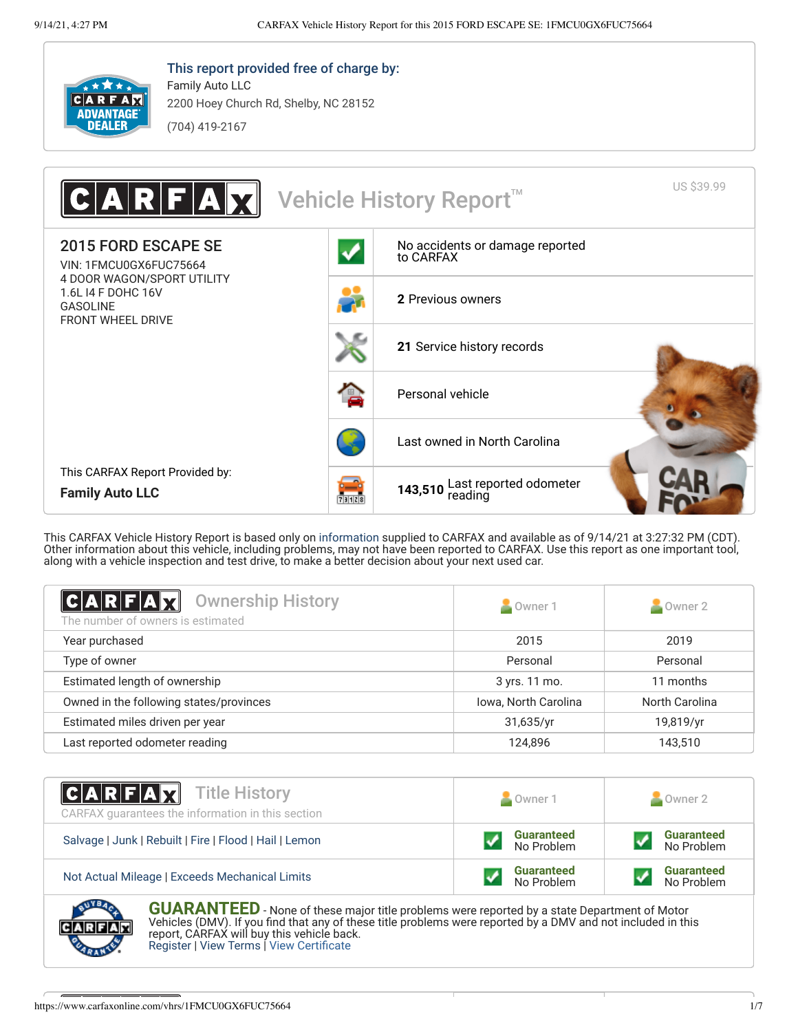**This report provided free of charge by:**

Family Auto LLC
2200 Hoey Church Rd, Shelby, NC 28152
(704) 419-2167

# CARFAX Vehicle History Report™

US $39.99

## 2015 FORD ESCAPE SE

VIN: 1FMCU0GX6FUC75664
4 DOOR WAGON/SPORT UTILITY
1.6L I4 F DOHC 16V
GASOLINE
FRONT WHEEL DRIVE

- No accidents or damage reported to CARFAX
- **2** Previous owners
- **21** Service history records
- Personal vehicle
- Last owned in North Carolina
- **143,510** Last reported odometer reading

This CARFAX Report Provided by:
**Family Auto LLC**

This CARFAX Vehicle History Report is based only on information supplied to CARFAX and available as of 9/14/21 at 3:27:32 PM (CDT). Other information about this vehicle, including problems, may not have been reported to CARFAX. Use this report as one important tool, along with a vehicle inspection and test drive, to make a better decision about your next used car.

## Ownership History

The number of owners is estimated

| | Owner 1 | Owner 2 |
|---|---|---|
| Year purchased | 2015 | 2019 |
| Type of owner | Personal | Personal |
| Estimated length of ownership | 3 yrs. 11 mo. | 11 months |
| Owned in the following states/provinces | Iowa, North Carolina | North Carolina |
| Estimated miles driven per year | 31,635/yr | 19,819/yr |
| Last reported odometer reading | 124,896 | 143,510 |

## Title History

CARFAX guarantees the information in this section

| | Owner 1 | Owner 2 |
|---|---|---|
| Salvage \| Junk \| Rebuilt \| Fire \| Flood \| Hail \| Lemon | Guaranteed No Problem | Guaranteed No Problem |
| Not Actual Mileage \| Exceeds Mechanical Limits | Guaranteed No Problem | Guaranteed No Problem |

**GUARANTEED** - None of these major title problems were reported by a state Department of Motor Vehicles (DMV). If you find that any of these title problems were reported by a DMV and not included in this report, CARFAX will buy this vehicle back.
Register | View Terms | View Certificate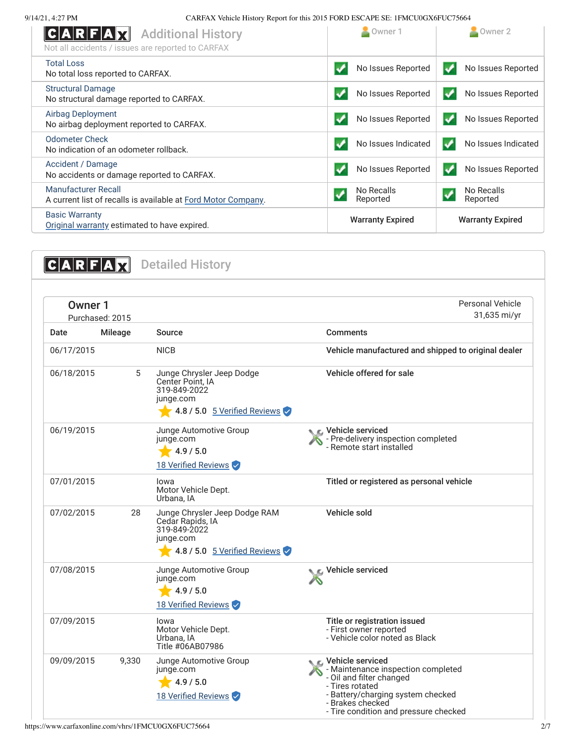## CARFAX Additional History

Not all accidents / issues are reported to CARFAX

| | Owner 1 | Owner 2 |
|---|---|---|
| **Total Loss**<br>No total loss reported to CARFAX. | No Issues Reported | No Issues Reported |
| **Structural Damage**<br>No structural damage reported to CARFAX. | No Issues Reported | No Issues Reported |
| **Airbag Deployment**<br>No airbag deployment reported to CARFAX. | No Issues Reported | No Issues Reported |
| **Odometer Check**<br>No indication of an odometer rollback. | No Issues Indicated | No Issues Indicated |
| **Accident / Damage**<br>No accidents or damage reported to CARFAX. | No Issues Reported | No Issues Reported |
| **Manufacturer Recall**<br>A current list of recalls is available at Ford Motor Company. | No Recalls Reported | No Recalls Reported |
| **Basic Warranty**<br>Original warranty estimated to have expired. | Warranty Expired | Warranty Expired |

## CARFAX Detailed History

### Owner 1

Purchased: 2015

Personal Vehicle
31,635 mi/yr

| Date | Mileage | Source | Comments |
|---|---|---|---|
| 06/17/2015 | | NICB | **Vehicle manufactured and shipped to original dealer** |
| 06/18/2015 | 5 | Junge Chrysler Jeep Dodge<br>Center Point, IA<br>319-849-2022<br>junge.com<br>4.8 / 5.0 5 Verified Reviews | **Vehicle offered for sale** |
| 06/19/2015 | | Junge Automotive Group<br>junge.com<br>4.9 / 5.0<br>18 Verified Reviews | **Vehicle serviced**<br>- Pre-delivery inspection completed<br>- Remote start installed |
| 07/01/2015 | | Iowa<br>Motor Vehicle Dept.<br>Urbana, IA | **Titled or registered as personal vehicle** |
| 07/02/2015 | 28 | Junge Chrysler Jeep Dodge RAM<br>Cedar Rapids, IA<br>319-849-2022<br>junge.com<br>4.8 / 5.0 5 Verified Reviews | **Vehicle sold** |
| 07/08/2015 | | Junge Automotive Group<br>junge.com<br>4.9 / 5.0<br>18 Verified Reviews | **Vehicle serviced** |
| 07/09/2015 | | Iowa<br>Motor Vehicle Dept.<br>Urbana, IA<br>Title #06AB07986 | **Title or registration issued**<br>- First owner reported<br>- Vehicle color noted as Black |
| 09/09/2015 | 9,330 | Junge Automotive Group<br>junge.com<br>4.9 / 5.0<br>18 Verified Reviews | **Vehicle serviced**<br>- Maintenance inspection completed<br>- Oil and filter changed<br>- Tires rotated<br>- Battery/charging system checked<br>- Brakes checked<br>- Tire condition and pressure checked |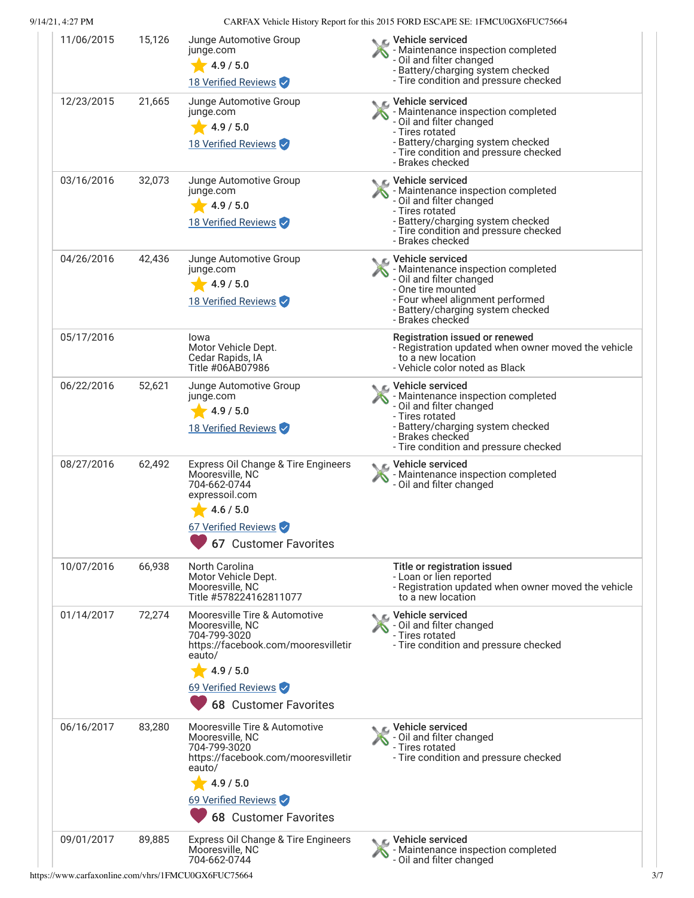| Date | Mileage | Source | Comments |
|---|---|---|---|
| 11/06/2015 | 15,126 | Junge Automotive Group<br>junge.com<br>4.9 / 5.0<br>18 Verified Reviews | **Vehicle serviced**<br>- Maintenance inspection completed<br>- Oil and filter changed<br>- Battery/charging system checked<br>- Tire condition and pressure checked |
| 12/23/2015 | 21,665 | Junge Automotive Group<br>junge.com<br>4.9 / 5.0<br>18 Verified Reviews | **Vehicle serviced**<br>- Maintenance inspection completed<br>- Oil and filter changed<br>- Tires rotated<br>- Battery/charging system checked<br>- Tire condition and pressure checked<br>- Brakes checked |
| 03/16/2016 | 32,073 | Junge Automotive Group<br>junge.com<br>4.9 / 5.0<br>18 Verified Reviews | **Vehicle serviced**<br>- Maintenance inspection completed<br>- Oil and filter changed<br>- Tires rotated<br>- Battery/charging system checked<br>- Tire condition and pressure checked<br>- Brakes checked |
| 04/26/2016 | 42,436 | Junge Automotive Group<br>junge.com<br>4.9 / 5.0<br>18 Verified Reviews | **Vehicle serviced**<br>- Maintenance inspection completed<br>- Oil and filter changed<br>- One tire mounted<br>- Four wheel alignment performed<br>- Battery/charging system checked<br>- Brakes checked |
| 05/17/2016 | | Iowa<br>Motor Vehicle Dept.<br>Cedar Rapids, IA<br>Title #06AB07986 | **Registration issued or renewed**<br>- Registration updated when owner moved the vehicle to a new location<br>- Vehicle color noted as Black |
| 06/22/2016 | 52,621 | Junge Automotive Group<br>junge.com<br>4.9 / 5.0<br>18 Verified Reviews | **Vehicle serviced**<br>- Maintenance inspection completed<br>- Oil and filter changed<br>- Tires rotated<br>- Battery/charging system checked<br>- Brakes checked<br>- Tire condition and pressure checked |
| 08/27/2016 | 62,492 | Express Oil Change & Tire Engineers<br>Mooresville, NC<br>704-662-0744<br>expressoil.com<br>4.6 / 5.0<br>67 Verified Reviews<br>67 Customer Favorites | **Vehicle serviced**<br>- Maintenance inspection completed<br>- Oil and filter changed |
| 10/07/2016 | 66,938 | North Carolina<br>Motor Vehicle Dept.<br>Mooresville, NC<br>Title #578224162811077 | **Title or registration issued**<br>- Loan or lien reported<br>- Registration updated when owner moved the vehicle to a new location |
| 01/14/2017 | 72,274 | Mooresville Tire & Automotive<br>Mooresville, NC<br>704-799-3020<br>https://facebook.com/mooresvilletireauto/<br>4.9 / 5.0<br>69 Verified Reviews<br>68 Customer Favorites | **Vehicle serviced**<br>- Oil and filter changed<br>- Tires rotated<br>- Tire condition and pressure checked |
| 06/16/2017 | 83,280 | Mooresville Tire & Automotive<br>Mooresville, NC<br>704-799-3020<br>https://facebook.com/mooresvilletireauto/<br>4.9 / 5.0<br>69 Verified Reviews<br>68 Customer Favorites | **Vehicle serviced**<br>- Oil and filter changed<br>- Tires rotated<br>- Tire condition and pressure checked |
| 09/01/2017 | 89,885 | Express Oil Change & Tire Engineers<br>Mooresville, NC<br>704-662-0744 | **Vehicle serviced**<br>- Maintenance inspection completed<br>- Oil and filter changed |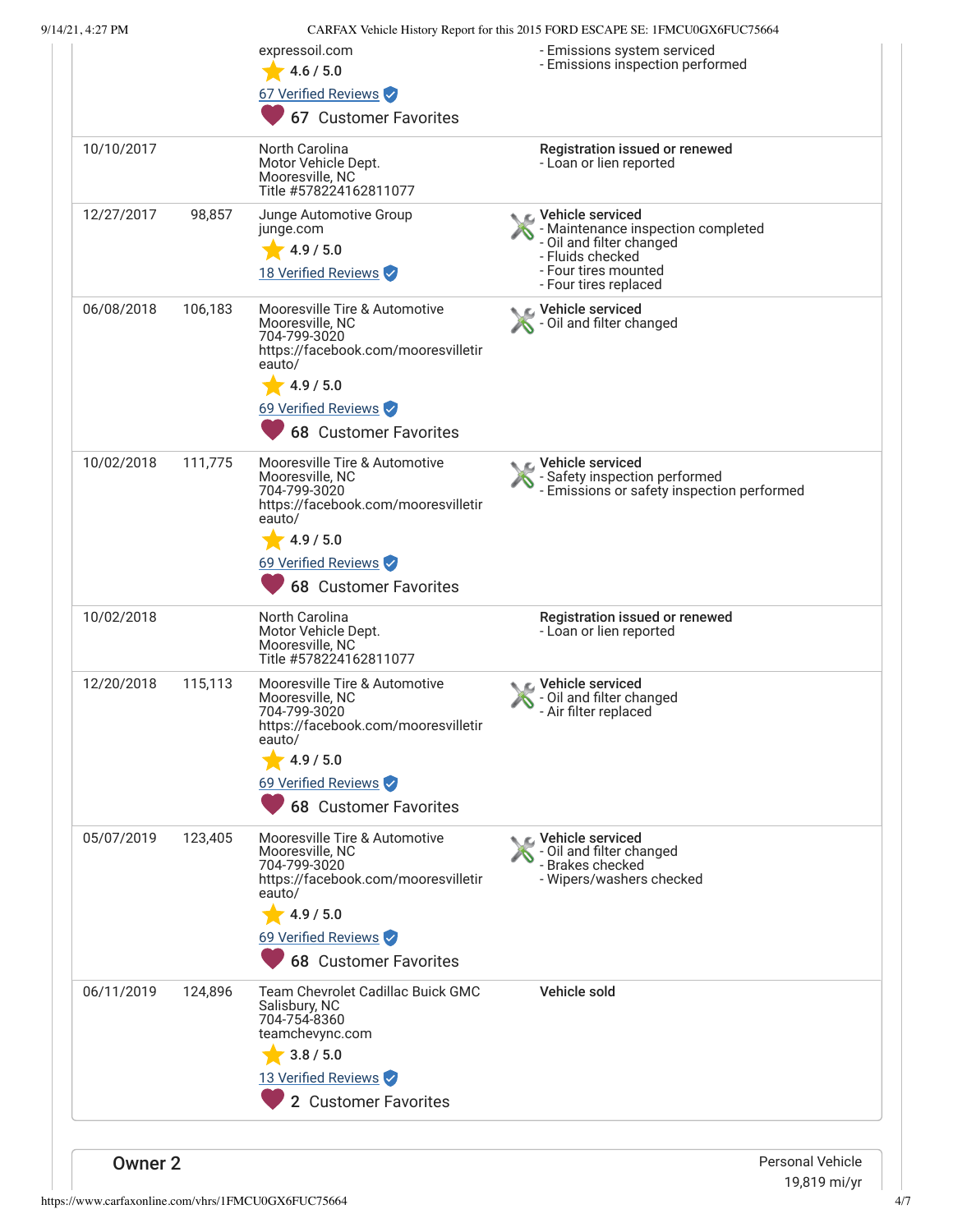| Date | Mileage | Source | Comments |
|---|---|---|---|
| | | expressoil.com<br>4.6 / 5.0<br>67 Verified Reviews<br>67 Customer Favorites | - Emissions system serviced<br>- Emissions inspection performed |
| 10/10/2017 | | North Carolina<br>Motor Vehicle Dept.<br>Mooresville, NC<br>Title #578224162811077 | **Registration issued or renewed**<br>- Loan or lien reported |
| 12/27/2017 | 98,857 | Junge Automotive Group<br>junge.com<br>4.9 / 5.0<br>18 Verified Reviews | **Vehicle serviced**<br>- Maintenance inspection completed<br>- Oil and filter changed<br>- Fluids checked<br>- Four tires mounted<br>- Four tires replaced |
| 06/08/2018 | 106,183 | Mooresville Tire & Automotive<br>Mooresville, NC<br>704-799-3020<br>https://facebook.com/mooresvilletireauto/<br>4.9 / 5.0<br>69 Verified Reviews<br>68 Customer Favorites | **Vehicle serviced**<br>- Oil and filter changed |
| 10/02/2018 | 111,775 | Mooresville Tire & Automotive<br>Mooresville, NC<br>704-799-3020<br>https://facebook.com/mooresvilletireauto/<br>4.9 / 5.0<br>69 Verified Reviews<br>68 Customer Favorites | **Vehicle serviced**<br>- Safety inspection performed<br>- Emissions or safety inspection performed |
| 10/02/2018 | | North Carolina<br>Motor Vehicle Dept.<br>Mooresville, NC<br>Title #578224162811077 | **Registration issued or renewed**<br>- Loan or lien reported |
| 12/20/2018 | 115,113 | Mooresville Tire & Automotive<br>Mooresville, NC<br>704-799-3020<br>https://facebook.com/mooresvilletireauto/<br>4.9 / 5.0<br>69 Verified Reviews<br>68 Customer Favorites | **Vehicle serviced**<br>- Oil and filter changed<br>- Air filter replaced |
| 05/07/2019 | 123,405 | Mooresville Tire & Automotive<br>Mooresville, NC<br>704-799-3020<br>https://facebook.com/mooresvilletireauto/<br>4.9 / 5.0<br>69 Verified Reviews<br>68 Customer Favorites | **Vehicle serviced**<br>- Oil and filter changed<br>- Brakes checked<br>- Wipers/washers checked |
| 06/11/2019 | 124,896 | Team Chevrolet Cadillac Buick GMC<br>Salisbury, NC<br>704-754-8360<br>teamchevync.com<br>3.8 / 5.0<br>13 Verified Reviews<br>2 Customer Favorites | **Vehicle sold** |

## Owner 2

Personal Vehicle
19,819 mi/yr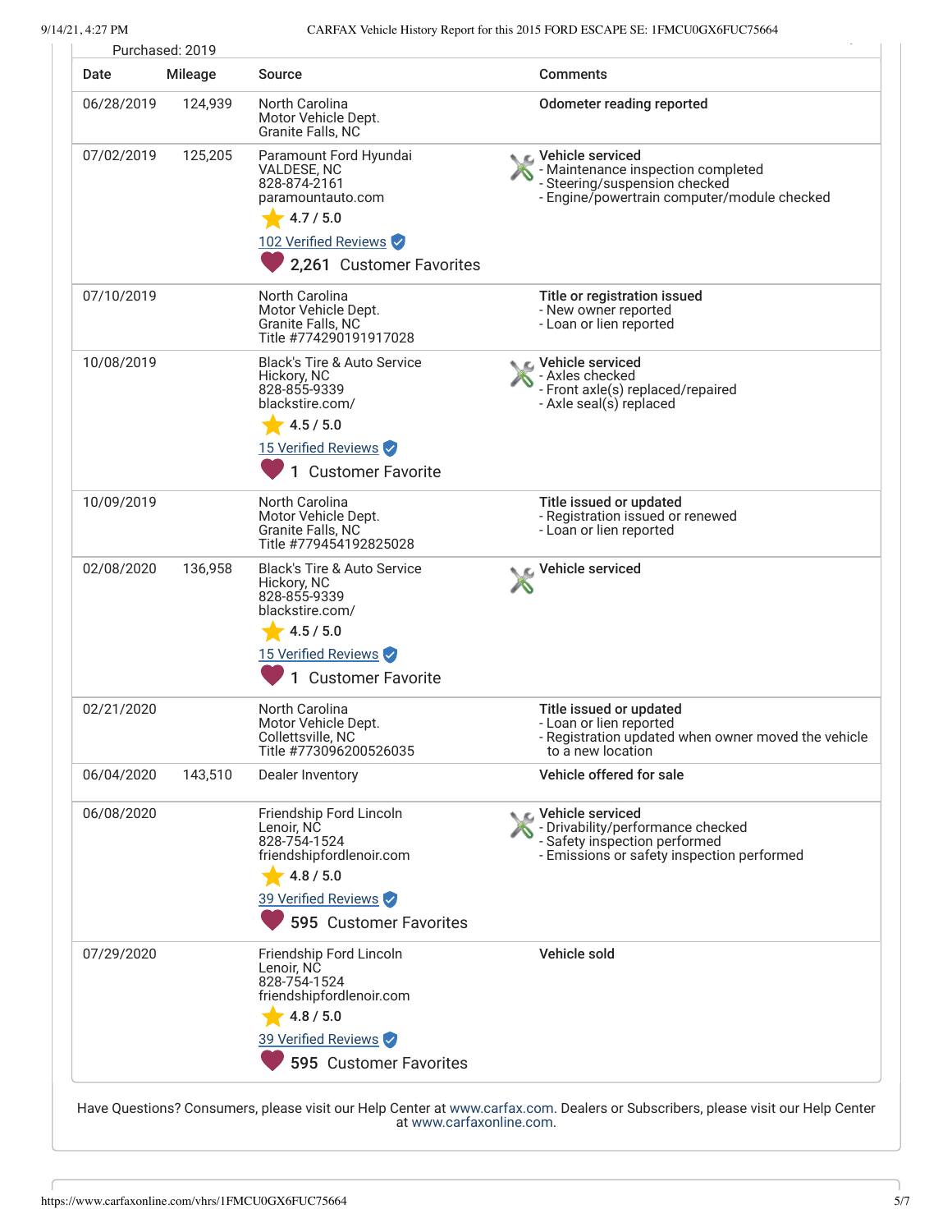Purchased: 2019

| Date | Mileage | Source | Comments |
|---|---|---|---|
| 06/28/2019 | 124,939 | North Carolina Motor Vehicle Dept. Granite Falls, NC | **Odometer reading reported** |
| 07/02/2019 | 125,205 | Paramount Ford Hyundai VALDESE, NC 828-874-2161 paramountauto.com 4.7 / 5.0 102 Verified Reviews 2,261 Customer Favorites | **Vehicle serviced** - Maintenance inspection completed - Steering/suspension checked - Engine/powertrain computer/module checked |
| 07/10/2019 | | North Carolina Motor Vehicle Dept. Granite Falls, NC Title #774290191917028 | **Title or registration issued** - New owner reported - Loan or lien reported |
| 10/08/2019 | | Black's Tire & Auto Service Hickory, NC 828-855-9339 blackstire.com/ 4.5 / 5.0 15 Verified Reviews 1 Customer Favorite | **Vehicle serviced** - Axles checked - Front axle(s) replaced/repaired - Axle seal(s) replaced |
| 10/09/2019 | | North Carolina Motor Vehicle Dept. Granite Falls, NC Title #779454192825028 | **Title issued or updated** - Registration issued or renewed - Loan or lien reported |
| 02/08/2020 | 136,958 | Black's Tire & Auto Service Hickory, NC 828-855-9339 blackstire.com/ 4.5 / 5.0 15 Verified Reviews 1 Customer Favorite | **Vehicle serviced** |
| 02/21/2020 | | North Carolina Motor Vehicle Dept. Collettsville, NC Title #773096200526035 | **Title issued or updated** - Loan or lien reported - Registration updated when owner moved the vehicle to a new location |
| 06/04/2020 | 143,510 | Dealer Inventory | **Vehicle offered for sale** |
| 06/08/2020 | | Friendship Ford Lincoln Lenoir, NC 828-754-1524 friendshipfordlenoir.com 4.8 / 5.0 39 Verified Reviews 595 Customer Favorites | **Vehicle serviced** - Drivability/performance checked - Safety inspection performed - Emissions or safety inspection performed |
| 07/29/2020 | | Friendship Ford Lincoln Lenoir, NC 828-754-1524 friendshipfordlenoir.com 4.8 / 5.0 39 Verified Reviews 595 Customer Favorites | **Vehicle sold** |

Have Questions? Consumers, please visit our Help Center at www.carfax.com. Dealers or Subscribers, please visit our Help Center at www.carfaxonline.com.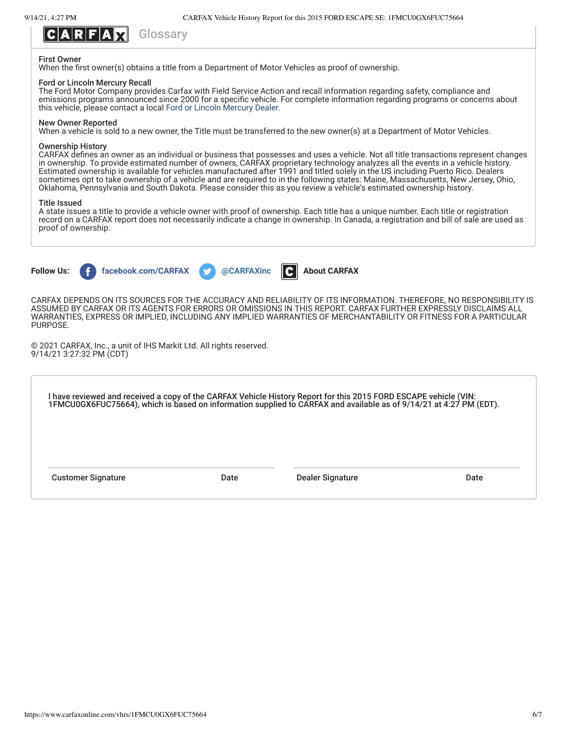## CARFAX Glossary

### First Owner

When the first owner(s) obtains a title from a Department of Motor Vehicles as proof of ownership.

### Ford or Lincoln Mercury Recall

The Ford Motor Company provides Carfax with Field Service Action and recall information regarding safety, compliance and emissions programs announced since 2000 for a specific vehicle. For complete information regarding programs or concerns about this vehicle, please contact a local Ford or Lincoln Mercury Dealer.

### New Owner Reported

When a vehicle is sold to a new owner, the Title must be transferred to the new owner(s) at a Department of Motor Vehicles.

### Ownership History

CARFAX defines an owner as an individual or business that possesses and uses a vehicle. Not all title transactions represent changes in ownership. To provide estimated number of owners, CARFAX proprietary technology analyzes all the events in a vehicle history. Estimated ownership is available for vehicles manufactured after 1991 and titled solely in the US including Puerto Rico. Dealers sometimes opt to take ownership of a vehicle and are required to in the following states: Maine, Massachusetts, New Jersey, Ohio, Oklahoma, Pennsylvania and South Dakota. Please consider this as you review a vehicle's estimated ownership history.

### Title Issued

A state issues a title to provide a vehicle owner with proof of ownership. Each title has a unique number. Each title or registration record on a CARFAX report does not necessarily indicate a change in ownership. In Canada, a registration and bill of sale are used as proof of ownership.

**Follow Us:** facebook.com/CARFAX @CARFAXinc **About CARFAX**

CARFAX DEPENDS ON ITS SOURCES FOR THE ACCURACY AND RELIABILITY OF ITS INFORMATION. THEREFORE, NO RESPONSIBILITY IS ASSUMED BY CARFAX OR ITS AGENTS FOR ERRORS OR OMISSIONS IN THIS REPORT. CARFAX FURTHER EXPRESSLY DISCLAIMS ALL WARRANTIES, EXPRESS OR IMPLIED, INCLUDING ANY IMPLIED WARRANTIES OF MERCHANTABILITY OR FITNESS FOR A PARTICULAR PURPOSE.

© 2021 CARFAX, Inc., a unit of IHS Markit Ltd. All rights reserved.
9/14/21 3:27:32 PM (CDT)

I have reviewed and received a copy of the CARFAX Vehicle History Report for this 2015 FORD ESCAPE vehicle (VIN: 1FMCU0GX6FUC75664), which is based on information supplied to CARFAX and available as of 9/14/21 at 4:27 PM (EDT).

| Customer Signature | Date | Dealer Signature | Date |
|---|---|---|---|
| | | | |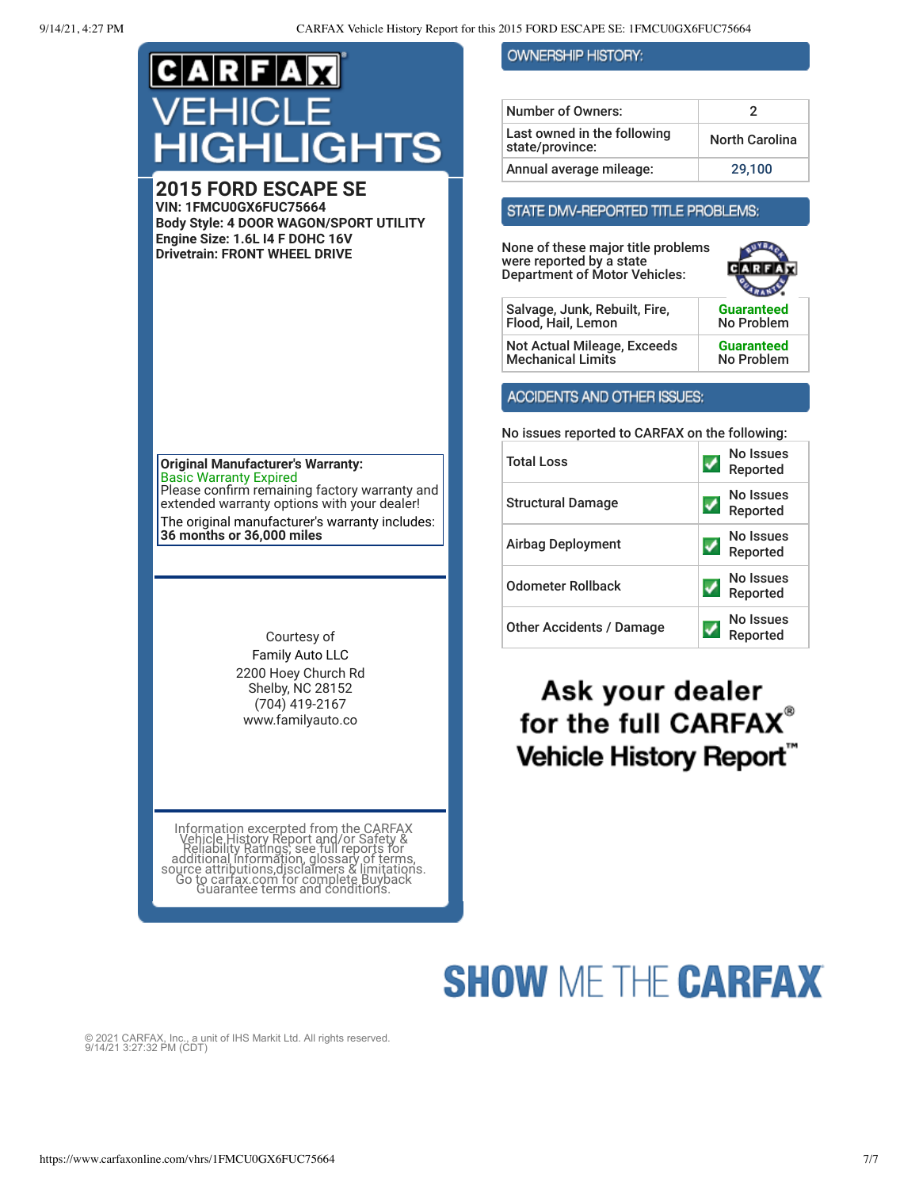# CARFAX VEHICLE HIGHLIGHTS

## 2015 FORD ESCAPE SE

**VIN: 1FMCU0GX6FUC75664**
**Body Style: 4 DOOR WAGON/SPORT UTILITY**
**Engine Size: 1.6L I4 F DOHC 16V**
**Drivetrain: FRONT WHEEL DRIVE**

**Original Manufacturer's Warranty:**
Basic Warranty Expired
Please confirm remaining factory warranty and extended warranty options with your dealer!
The original manufacturer's warranty includes:
**36 months or 36,000 miles**

Courtesy of
Family Auto LLC
2200 Hoey Church Rd
Shelby, NC 28152
(704) 419-2167
www.familyauto.co

Information excerpted from the CARFAX Vehicle History Report and/or Safety & Reliability Ratings; see full reports for additional information, glossary of terms, source attributions,disclaimers & limitations. Go to carfax.com for complete Buyback Guarantee terms and conditions.

## OWNERSHIP HISTORY:

| | |
|---|---|
| Number of Owners: | 2 |
| Last owned in the following state/province: | North Carolina |
| Annual average mileage: | 29,100 |

## STATE DMV-REPORTED TITLE PROBLEMS:

None of these major title problems were reported by a state Department of Motor Vehicles:

| | |
|---|---|
| Salvage, Junk, Rebuilt, Fire, Flood, Hail, Lemon | Guaranteed No Problem |
| Not Actual Mileage, Exceeds Mechanical Limits | Guaranteed No Problem |

## ACCIDENTS AND OTHER ISSUES:

No issues reported to CARFAX on the following:

| | |
|---|---|
| Total Loss | No Issues Reported |
| Structural Damage | No Issues Reported |
| Airbag Deployment | No Issues Reported |
| Odometer Rollback | No Issues Reported |
| Other Accidents / Damage | No Issues Reported |

**Ask your dealer for the full CARFAX® Vehicle History Report™**

**SHOW ME THE CARFAX**

© 2021 CARFAX, Inc., a unit of IHS Markit Ltd. All rights reserved.
9/14/21 3:27:32 PM (CDT)